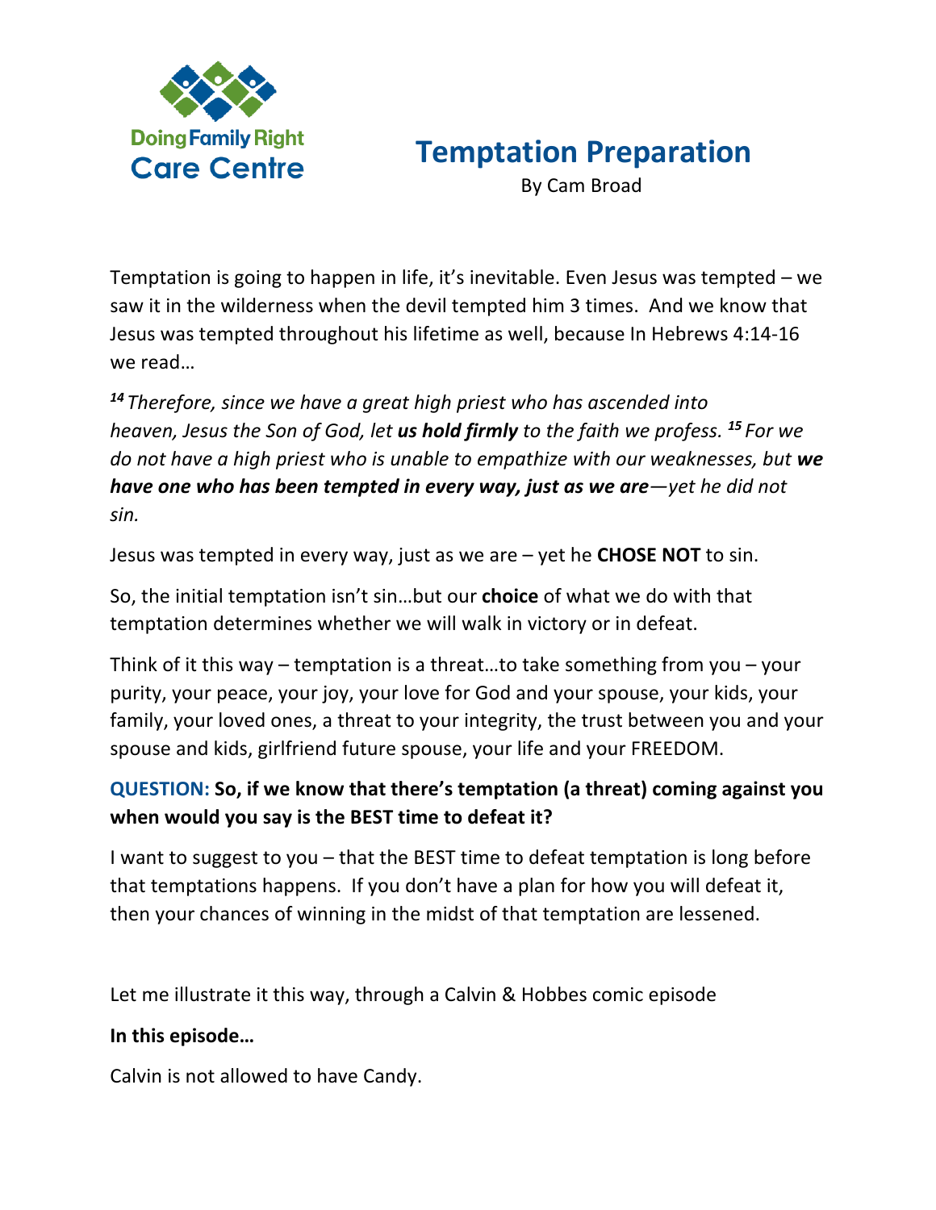Doing Family Right
Care Centre

# Temptation Preparation

By Cam Broad

Temptation is going to happen in life, it's inevitable. Even Jesus was tempted – we saw it in the wilderness when the devil tempted him 3 times. And we know that Jesus was tempted throughout his lifetime as well, because In Hebrews 4:14-16 we read…

*[14] Therefore, since we have a great high priest who has ascended into heaven, Jesus the Son of God, let* ***us hold firmly*** *to the faith we profess. [15] For we do not have a high priest who is unable to empathize with our weaknesses, but* ***we have one who has been tempted in every way, just as we are****—yet he did not sin.*

Jesus was tempted in every way, just as we are – yet he **CHOSE NOT** to sin.

So, the initial temptation isn't sin…but our **choice** of what we do with that temptation determines whether we will walk in victory or in defeat.

Think of it this way – temptation is a threat…to take something from you – your purity, your peace, your joy, your love for God and your spouse, your kids, your family, your loved ones, a threat to your integrity, the trust between you and your spouse and kids, girlfriend future spouse, your life and your FREEDOM.

**QUESTION: So, if we know that there's temptation (a threat) coming against you when would you say is the BEST time to defeat it?**

I want to suggest to you – that the BEST time to defeat temptation is long before that temptations happens. If you don't have a plan for how you will defeat it, then your chances of winning in the midst of that temptation are lessened.

Let me illustrate it this way, through a Calvin & Hobbes comic episode

**In this episode…**

Calvin is not allowed to have Candy.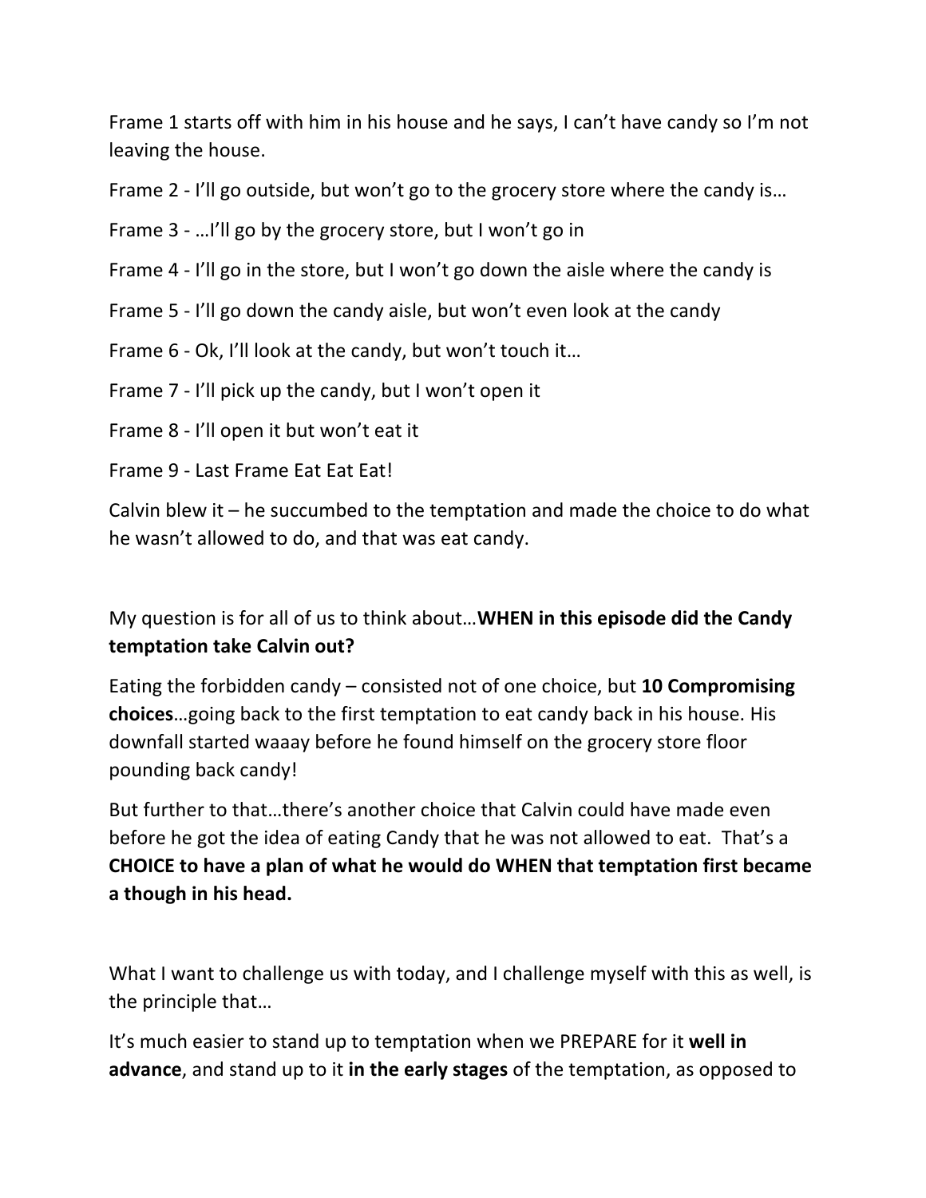Frame 1 starts off with him in his house and he says, I can't have candy so I'm not leaving the house.

Frame 2 - I'll go outside, but won't go to the grocery store where the candy is…

Frame 3 - …I'll go by the grocery store, but I won't go in

Frame 4 - I'll go in the store, but I won't go down the aisle where the candy is

Frame 5 - I'll go down the candy aisle, but won't even look at the candy

Frame 6 - Ok, I'll look at the candy, but won't touch it…

Frame 7 - I'll pick up the candy, but I won't open it

Frame 8 - I'll open it but won't eat it

Frame 9 - Last Frame Eat Eat Eat!

Calvin blew it – he succumbed to the temptation and made the choice to do what he wasn't allowed to do, and that was eat candy.

My question is for all of us to think about…**WHEN in this episode did the Candy temptation take Calvin out?**

Eating the forbidden candy – consisted not of one choice, but **10 Compromising choices**…going back to the first temptation to eat candy back in his house. His downfall started waaay before he found himself on the grocery store floor pounding back candy!

But further to that…there's another choice that Calvin could have made even before he got the idea of eating Candy that he was not allowed to eat. That's a **CHOICE to have a plan of what he would do WHEN that temptation first became a though in his head.**

What I want to challenge us with today, and I challenge myself with this as well, is the principle that…

It's much easier to stand up to temptation when we PREPARE for it **well in advance**, and stand up to it **in the early stages** of the temptation, as opposed to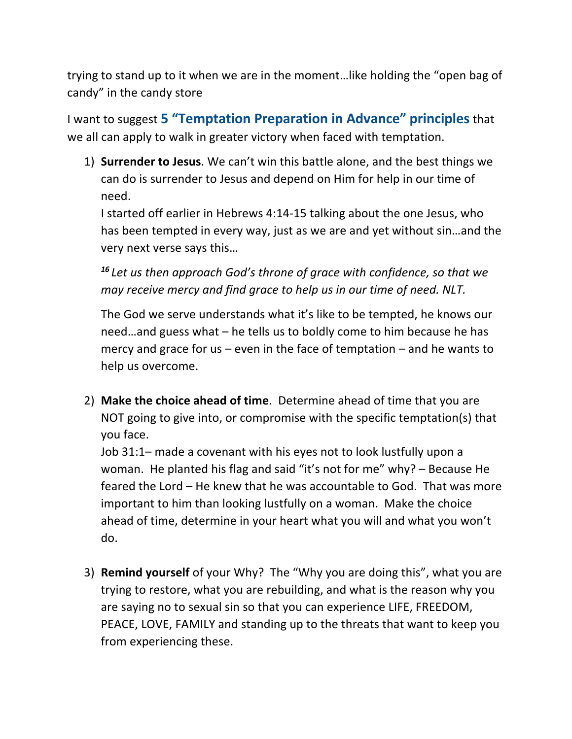trying to stand up to it when we are in the moment…like holding the "open bag of candy" in the candy store

I want to suggest **5 "Temptation Preparation in Advance" principles** that we all can apply to walk in greater victory when faced with temptation.

1) **Surrender to Jesus**. We can't win this battle alone, and the best things we can do is surrender to Jesus and depend on Him for help in our time of need.
   I started off earlier in Hebrews 4:14-15 talking about the one Jesus, who has been tempted in every way, just as we are and yet without sin…and the very next verse says this…

   ***16*** *Let us then approach God's throne of grace with confidence, so that we may receive mercy and find grace to help us in our time of need. NLT.*

   The God we serve understands what it's like to be tempted, he knows our need…and guess what – he tells us to boldly come to him because he has mercy and grace for us – even in the face of temptation – and he wants to help us overcome.

2) **Make the choice ahead of time**. Determine ahead of time that you are NOT going to give into, or compromise with the specific temptation(s) that you face.
   Job 31:1– made a covenant with his eyes not to look lustfully upon a woman. He planted his flag and said "it's not for me" why? – Because He feared the Lord – He knew that he was accountable to God. That was more important to him than looking lustfully on a woman. Make the choice ahead of time, determine in your heart what you will and what you won't do.

3) **Remind yourself** of your Why? The "Why you are doing this", what you are trying to restore, what you are rebuilding, and what is the reason why you are saying no to sexual sin so that you can experience LIFE, FREEDOM, PEACE, LOVE, FAMILY and standing up to the threats that want to keep you from experiencing these.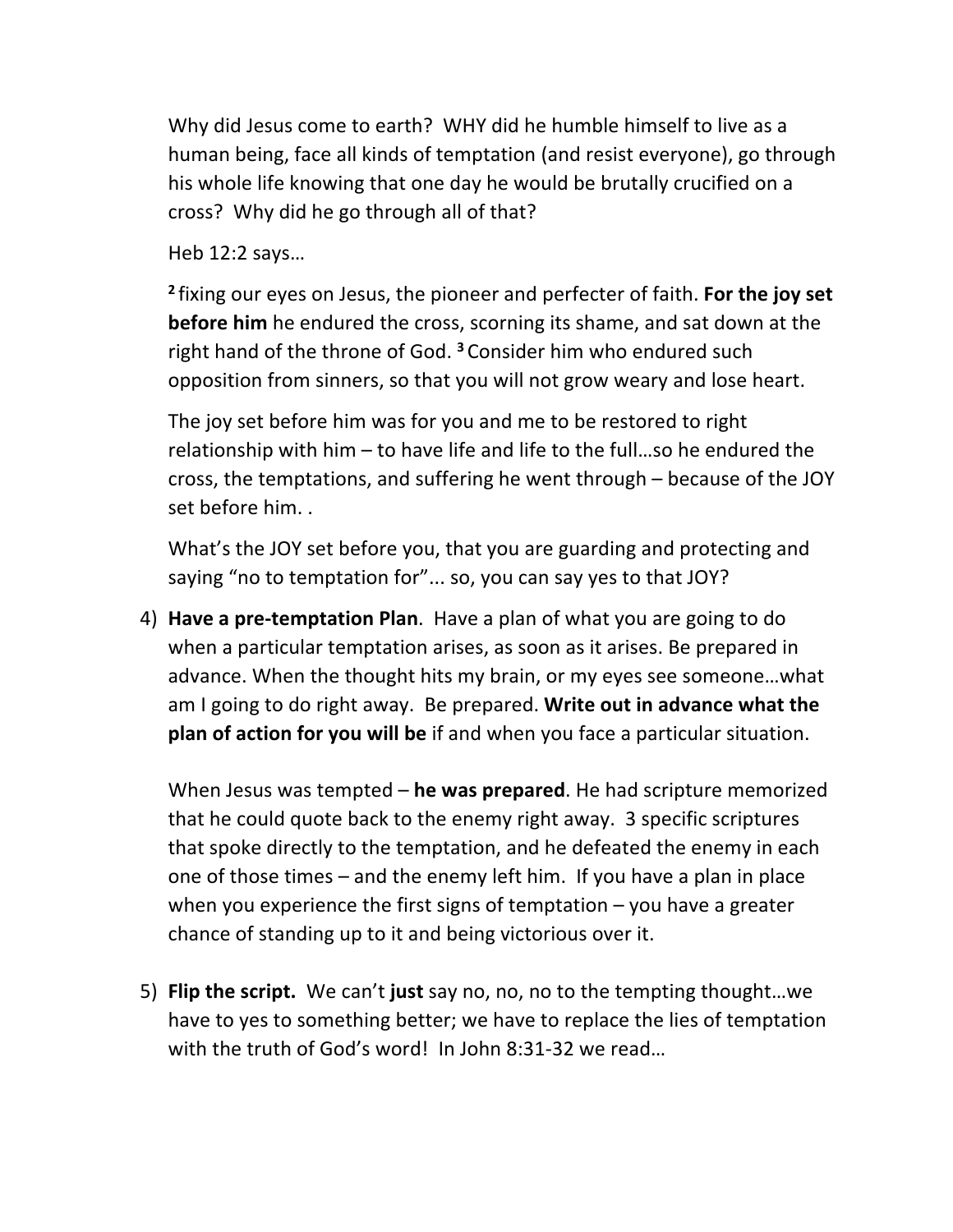Why did Jesus come to earth? WHY did he humble himself to live as a human being, face all kinds of temptation (and resist everyone), go through his whole life knowing that one day he would be brutally crucified on a cross? Why did he go through all of that?

Heb 12:2 says…

[2] fixing our eyes on Jesus, the pioneer and perfecter of faith. **For the joy set before him** he endured the cross, scorning its shame, and sat down at the right hand of the throne of God. [3] Consider him who endured such opposition from sinners, so that you will not grow weary and lose heart.

The joy set before him was for you and me to be restored to right relationship with him – to have life and life to the full…so he endured the cross, the temptations, and suffering he went through – because of the JOY set before him. .

What's the JOY set before you, that you are guarding and protecting and saying "no to temptation for"... so, you can say yes to that JOY?

4) **Have a pre-temptation Plan**. Have a plan of what you are going to do when a particular temptation arises, as soon as it arises. Be prepared in advance. When the thought hits my brain, or my eyes see someone…what am I going to do right away. Be prepared. **Write out in advance what the plan of action for you will be** if and when you face a particular situation.

   When Jesus was tempted – **he was prepared**. He had scripture memorized that he could quote back to the enemy right away. 3 specific scriptures that spoke directly to the temptation, and he defeated the enemy in each one of those times – and the enemy left him. If you have a plan in place when you experience the first signs of temptation – you have a greater chance of standing up to it and being victorious over it.

5) **Flip the script.** We can't **just** say no, no, no to the tempting thought…we have to yes to something better; we have to replace the lies of temptation with the truth of God's word! In John 8:31-32 we read…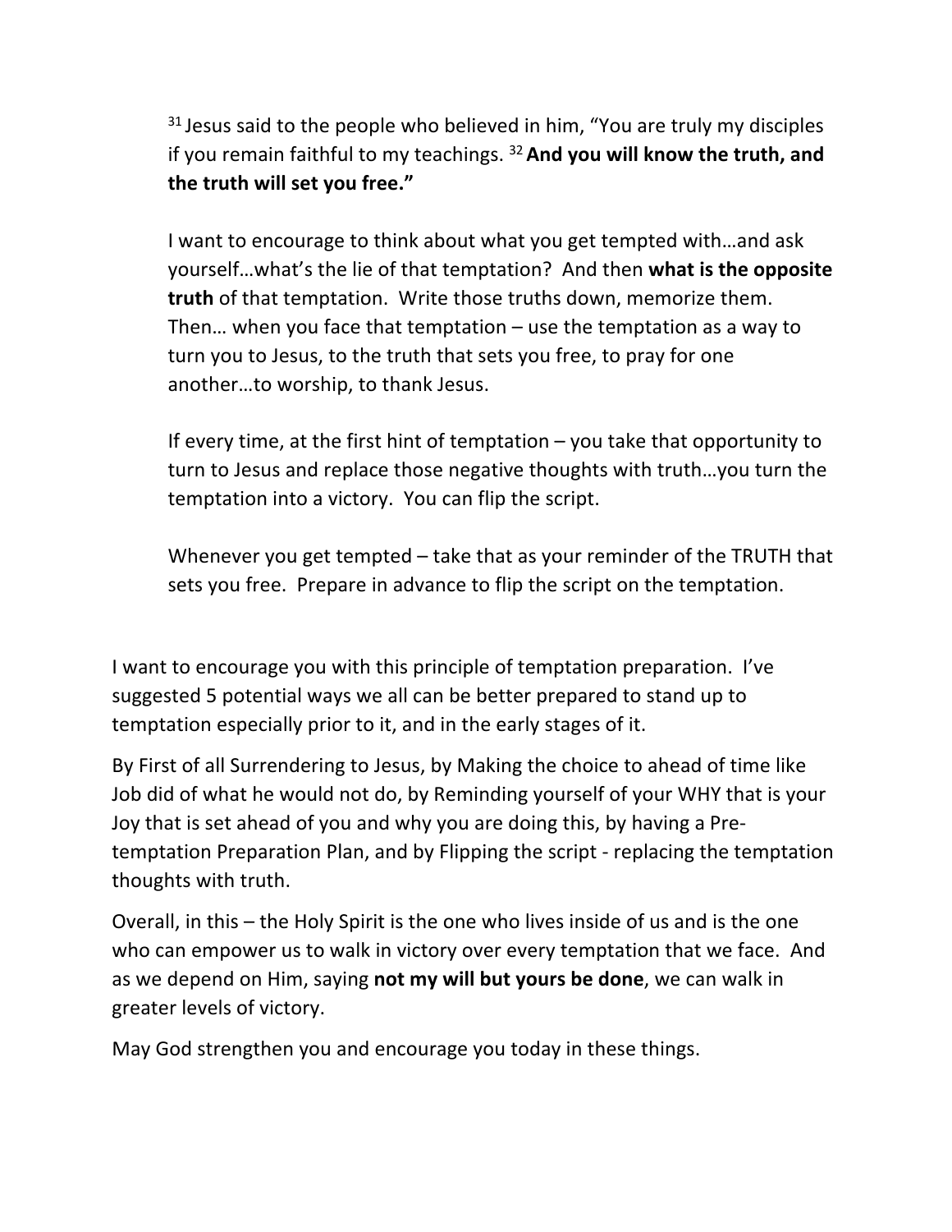[31] Jesus said to the people who believed in him, "You are truly my disciples if you remain faithful to my teachings. [32] **And you will know the truth, and the truth will set you free."**

I want to encourage to think about what you get tempted with…and ask yourself…what's the lie of that temptation? And then **what is the opposite truth** of that temptation. Write those truths down, memorize them. Then… when you face that temptation – use the temptation as a way to turn you to Jesus, to the truth that sets you free, to pray for one another…to worship, to thank Jesus.

If every time, at the first hint of temptation – you take that opportunity to turn to Jesus and replace those negative thoughts with truth…you turn the temptation into a victory. You can flip the script.

Whenever you get tempted – take that as your reminder of the TRUTH that sets you free. Prepare in advance to flip the script on the temptation.

I want to encourage you with this principle of temptation preparation. I've suggested 5 potential ways we all can be better prepared to stand up to temptation especially prior to it, and in the early stages of it.

By First of all Surrendering to Jesus, by Making the choice to ahead of time like Job did of what he would not do, by Reminding yourself of your WHY that is your Joy that is set ahead of you and why you are doing this, by having a Pre-temptation Preparation Plan, and by Flipping the script - replacing the temptation thoughts with truth.

Overall, in this – the Holy Spirit is the one who lives inside of us and is the one who can empower us to walk in victory over every temptation that we face. And as we depend on Him, saying **not my will but yours be done**, we can walk in greater levels of victory.

May God strengthen you and encourage you today in these things.